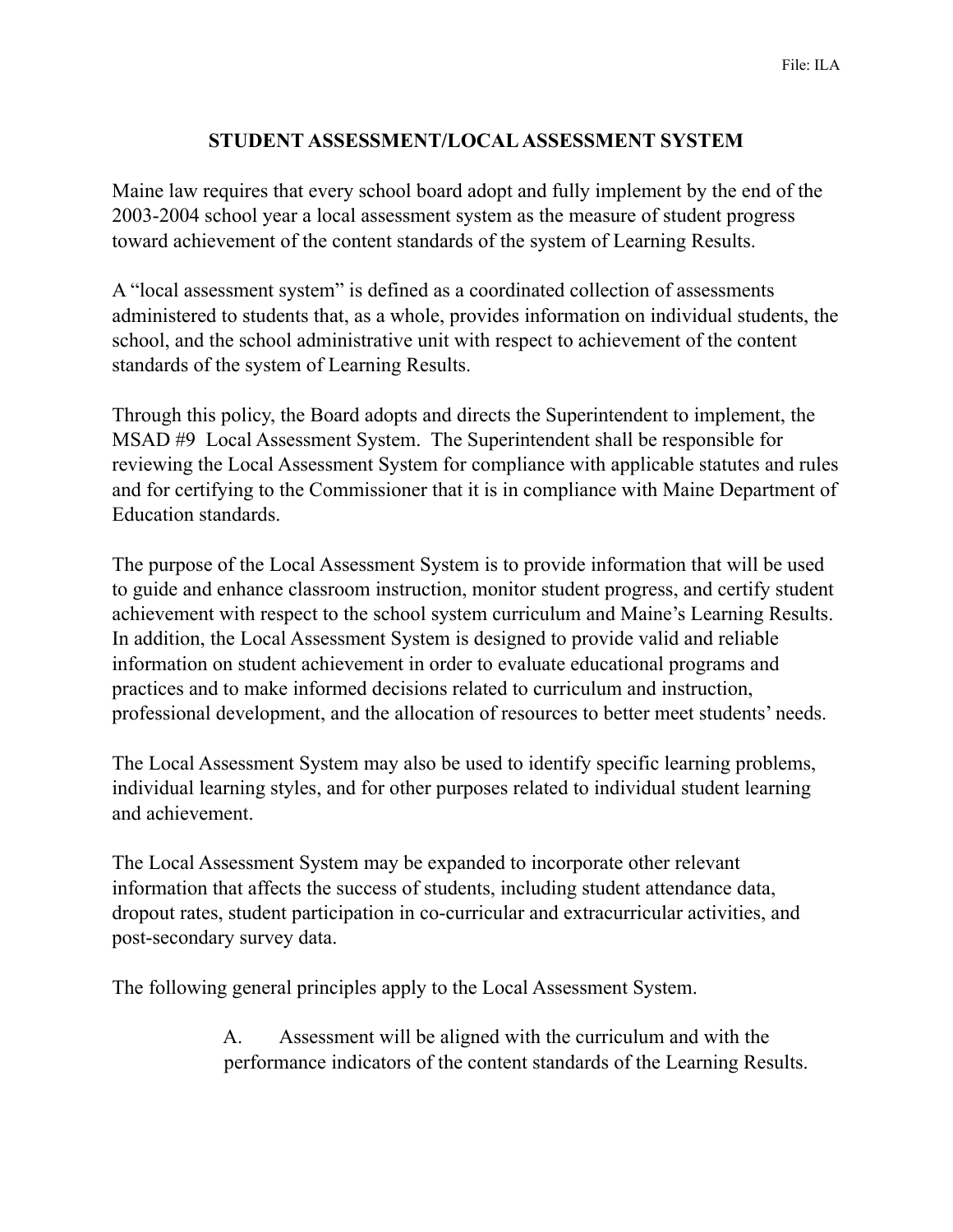File: ILA

# STUDENT ASSESSMENT/LOCAL ASSESSMENT SYSTEM

Maine law requires that every school board adopt and fully implement by the end of the 2003-2004 school year a local assessment system as the measure of student progress toward achievement of the content standards of the system of Learning Results.

A "local assessment system" is defined as a coordinated collection of assessments administered to students that, as a whole, provides information on individual students, the school, and the school administrative unit with respect to achievement of the content standards of the system of Learning Results.

Through this policy, the Board adopts and directs the Superintendent to implement, the MSAD #9 Local Assessment System. The Superintendent shall be responsible for reviewing the Local Assessment System for compliance with applicable statutes and rules and for certifying to the Commissioner that it is in compliance with Maine Department of Education standards.

The purpose of the Local Assessment System is to provide information that will be used to guide and enhance classroom instruction, monitor student progress, and certify student achievement with respect to the school system curriculum and Maine's Learning Results. In addition, the Local Assessment System is designed to provide valid and reliable information on student achievement in order to evaluate educational programs and practices and to make informed decisions related to curriculum and instruction, professional development, and the allocation of resources to better meet students' needs.

The Local Assessment System may also be used to identify specific learning problems, individual learning styles, and for other purposes related to individual student learning and achievement.

The Local Assessment System may be expanded to incorporate other relevant information that affects the success of students, including student attendance data, dropout rates, student participation in co-curricular and extracurricular activities, and post-secondary survey data.

The following general principles apply to the Local Assessment System.

A. Assessment will be aligned with the curriculum and with the performance indicators of the content standards of the Learning Results.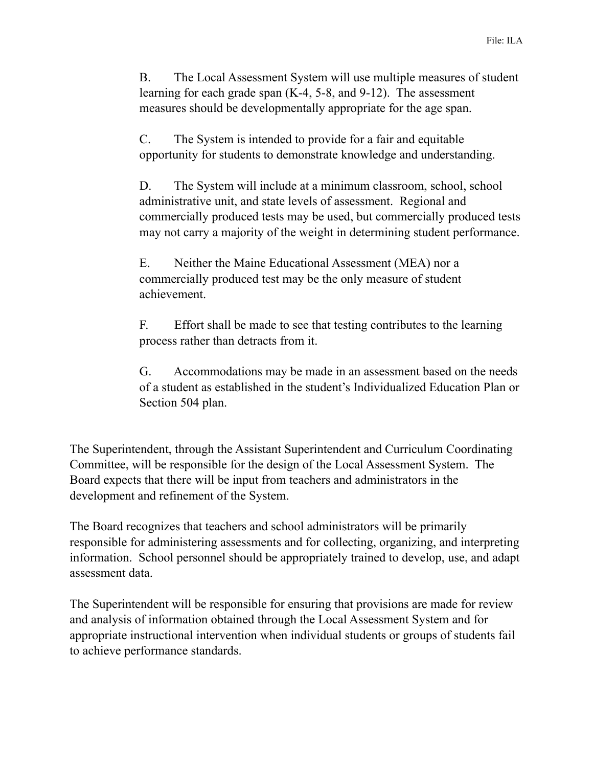B. The Local Assessment System will use multiple measures of student learning for each grade span (K-4, 5-8, and 9-12). The assessment measures should be developmentally appropriate for the age span.

C. The System is intended to provide for a fair and equitable opportunity for students to demonstrate knowledge and understanding.

D. The System will include at a minimum classroom, school, school administrative unit, and state levels of assessment. Regional and commercially produced tests may be used, but commercially produced tests may not carry a majority of the weight in determining student performance.

E. Neither the Maine Educational Assessment (MEA) nor a commercially produced test may be the only measure of student achievement.

F. Effort shall be made to see that testing contributes to the learning process rather than detracts from it.

G. Accommodations may be made in an assessment based on the needs of a student as established in the student's Individualized Education Plan or Section 504 plan.

The Superintendent, through the Assistant Superintendent and Curriculum Coordinating Committee, will be responsible for the design of the Local Assessment System. The Board expects that there will be input from teachers and administrators in the development and refinement of the System.

The Board recognizes that teachers and school administrators will be primarily responsible for administering assessments and for collecting, organizing, and interpreting information. School personnel should be appropriately trained to develop, use, and adapt assessment data.

The Superintendent will be responsible for ensuring that provisions are made for review and analysis of information obtained through the Local Assessment System and for appropriate instructional intervention when individual students or groups of students fail to achieve performance standards.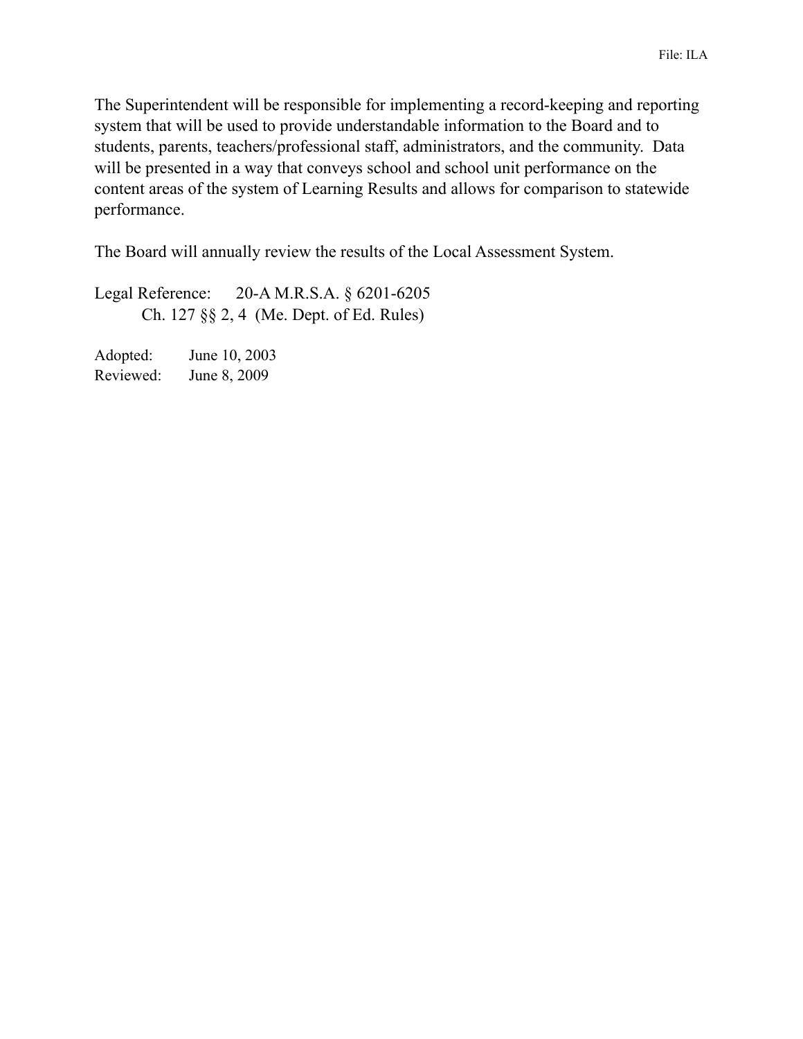The Superintendent will be responsible for implementing a record-keeping and reporting system that will be used to provide understandable information to the Board and to students, parents, teachers/professional staff, administrators, and the community. Data will be presented in a way that conveys school and school unit performance on the content areas of the system of Learning Results and allows for comparison to statewide performance.

The Board will annually review the results of the Local Assessment System.

Legal Reference: 20-A M.R.S.A. § 6201-6205
Ch. 127 §§ 2, 4 (Me. Dept. of Ed. Rules)

Adopted: June 10, 2003
Reviewed: June 8, 2009